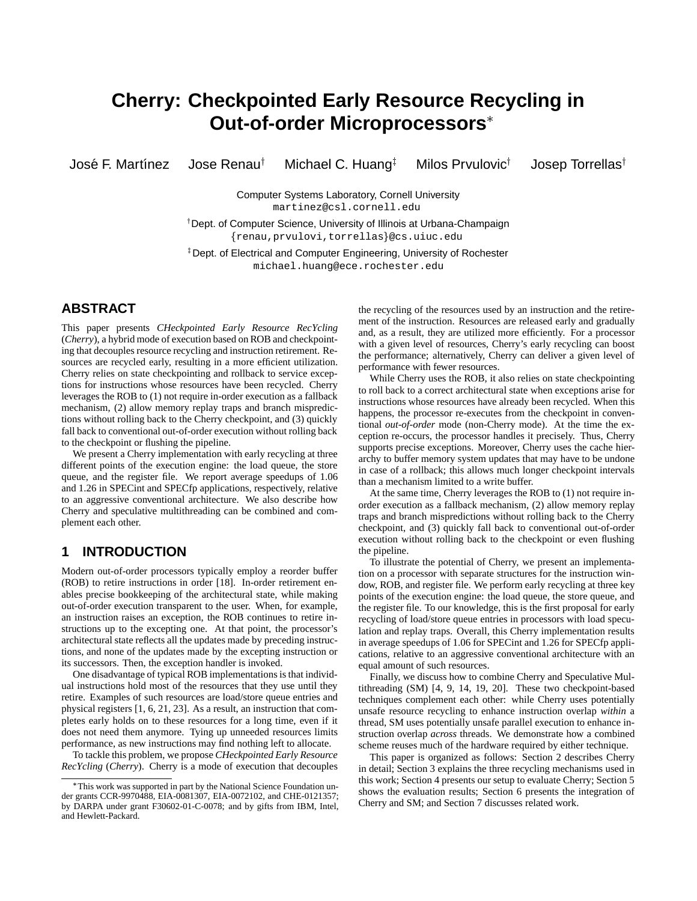# Cherry: Checkpointed Early Resource Recycling in Out-of-order Microprocessors*

José F. Martínez  Jose Renau[†]  Michael C. Huang[‡]  Milos Prvulovic[†]  Josep Torrellas[†]

Computer Systems Laboratory, Cornell University
martinez@csl.cornell.edu

[†]Dept. of Computer Science, University of Illinois at Urbana-Champaign
{renau,prvulovi,torrellas}@cs.uiuc.edu

[‡]Dept. of Electrical and Computer Engineering, University of Rochester
michael.huang@ece.rochester.edu

## ABSTRACT

This paper presents *CHeckpointed Early Resource RecYcling* (*Cherry*), a hybrid mode of execution based on ROB and checkpointing that decouples resource recycling and instruction retirement. Resources are recycled early, resulting in a more efficient utilization. Cherry relies on state checkpointing and rollback to service exceptions for instructions whose resources have been recycled. Cherry leverages the ROB to (1) not require in-order execution as a fallback mechanism, (2) allow memory replay traps and branch mispredictions without rolling back to the Cherry checkpoint, and (3) quickly fall back to conventional out-of-order execution without rolling back to the checkpoint or flushing the pipeline.

We present a Cherry implementation with early recycling at three different points of the execution engine: the load queue, the store queue, and the register file. We report average speedups of 1.06 and 1.26 in SPECint and SPECfp applications, respectively, relative to an aggressive conventional architecture. We also describe how Cherry and speculative multithreading can be combined and complement each other.

## 1 INTRODUCTION

Modern out-of-order processors typically employ a reorder buffer (ROB) to retire instructions in order [18]. In-order retirement enables precise bookkeeping of the architectural state, while making out-of-order execution transparent to the user. When, for example, an instruction raises an exception, the ROB continues to retire instructions up to the excepting one. At that point, the processor's architectural state reflects all the updates made by preceding instructions, and none of the updates made by the excepting instruction or its successors. Then, the exception handler is invoked.

One disadvantage of typical ROB implementations is that individual instructions hold most of the resources that they use until they retire. Examples of such resources are load/store queue entries and physical registers [1, 6, 21, 23]. As a result, an instruction that completes early holds on to these resources for a long time, even if it does not need them anymore. Tying up unneeded resources limits performance, as new instructions may find nothing left to allocate.

To tackle this problem, we propose *CHeckpointed Early Resource RecYcling* (*Cherry*). Cherry is a mode of execution that decouples the recycling of the resources used by an instruction and the retirement of the instruction. Resources are released early and gradually and, as a result, they are utilized more efficiently. For a processor with a given level of resources, Cherry's early recycling can boost the performance; alternatively, Cherry can deliver a given level of performance with fewer resources.

While Cherry uses the ROB, it also relies on state checkpointing to roll back to a correct architectural state when exceptions arise for instructions whose resources have already been recycled. When this happens, the processor re-executes from the checkpoint in conventional *out-of-order* mode (non-Cherry mode). At the time the exception re-occurs, the processor handles it precisely. Thus, Cherry supports precise exceptions. Moreover, Cherry uses the cache hierarchy to buffer memory system updates that may have to be undone in case of a rollback; this allows much longer checkpoint intervals than a mechanism limited to a write buffer.

At the same time, Cherry leverages the ROB to (1) not require in-order execution as a fallback mechanism, (2) allow memory replay traps and branch mispredictions without rolling back to the Cherry checkpoint, and (3) quickly fall back to conventional out-of-order execution without rolling back to the checkpoint or even flushing the pipeline.

To illustrate the potential of Cherry, we present an implementation on a processor with separate structures for the instruction window, ROB, and register file. We perform early recycling at three key points of the execution engine: the load queue, the store queue, and the register file. To our knowledge, this is the first proposal for early recycling of load/store queue entries in processors with load speculation and replay traps. Overall, this Cherry implementation results in average speedups of 1.06 for SPECint and 1.26 for SPECfp applications, relative to an aggressive conventional architecture with an equal amount of such resources.

Finally, we discuss how to combine Cherry and Speculative Multithreading (SM) [4, 9, 14, 19, 20]. These two checkpoint-based techniques complement each other: while Cherry uses potentially unsafe resource recycling to enhance instruction overlap *within* a thread, SM uses potentially unsafe parallel execution to enhance instruction overlap *across* threads. We demonstrate how a combined scheme reuses much of the hardware required by either technique.

This paper is organized as follows: Section 2 describes Cherry in detail; Section 3 explains the three recycling mechanisms used in this work; Section 4 presents our setup to evaluate Cherry; Section 5 shows the evaluation results; Section 6 presents the integration of Cherry and SM; and Section 7 discusses related work.

*This work was supported in part by the National Science Foundation under grants CCR-9970488, EIA-0081307, EIA-0072102, and CHE-0121357; by DARPA under grant F30602-01-C-0078; and by gifts from IBM, Intel, and Hewlett-Packard.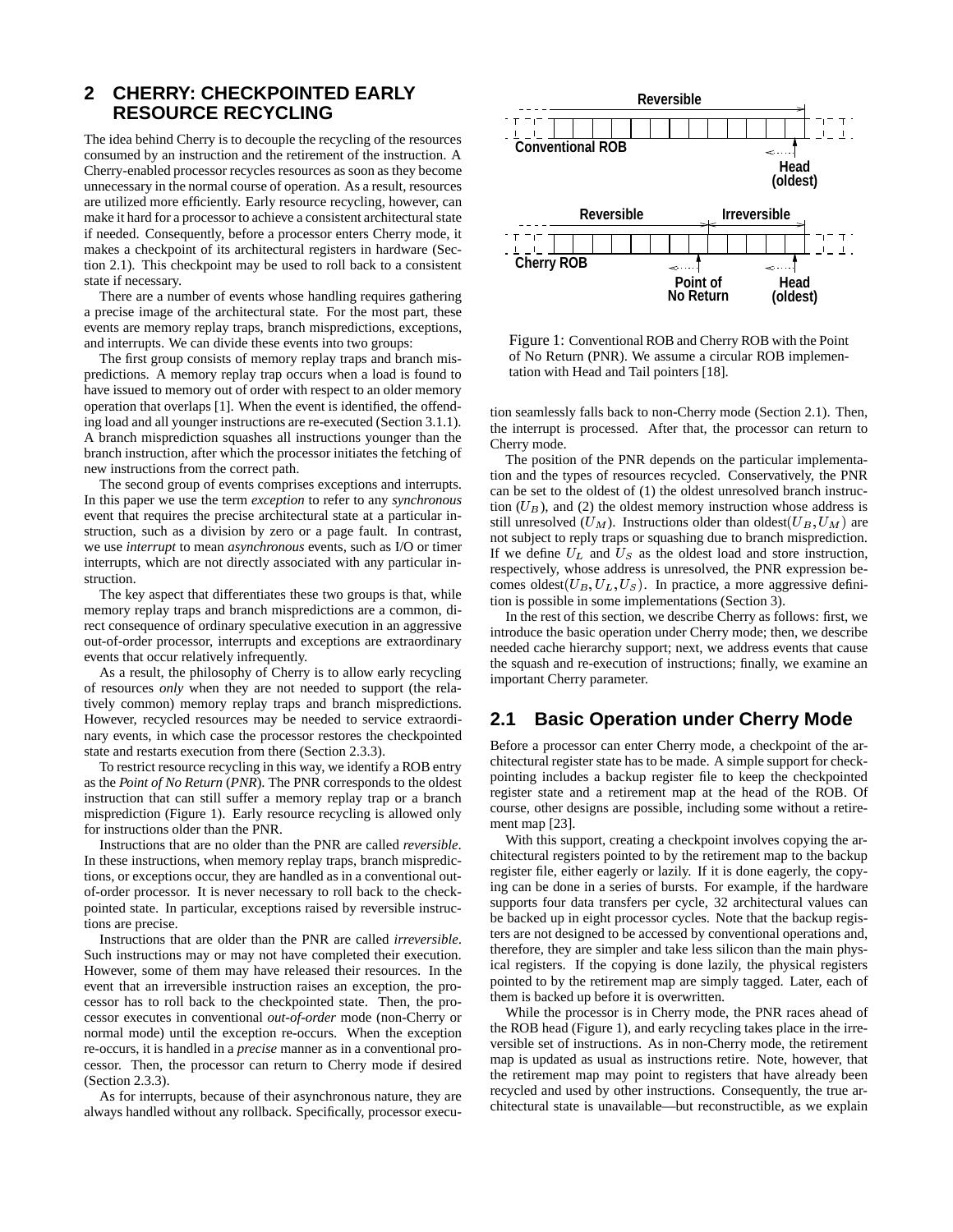## 2 CHERRY: CHECKPOINTED EARLY RESOURCE RECYCLING

The idea behind Cherry is to decouple the recycling of the resources consumed by an instruction and the retirement of the instruction. A Cherry-enabled processor recycles resources as soon as they become unnecessary in the normal course of operation. As a result, resources are utilized more efficiently. Early resource recycling, however, can make it hard for a processor to achieve a consistent architectural state if needed. Consequently, before a processor enters Cherry mode, it makes a checkpoint of its architectural registers in hardware (Section 2.1). This checkpoint may be used to roll back to a consistent state if necessary.

There are a number of events whose handling requires gathering a precise image of the architectural state. For the most part, these events are memory replay traps, branch mispredictions, exceptions, and interrupts. We can divide these events into two groups:

The first group consists of memory replay traps and branch mispredictions. A memory replay trap occurs when a load is found to have issued to memory out of order with respect to an older memory operation that overlaps [1]. When the event is identified, the offending load and all younger instructions are re-executed (Section 3.1.1). A branch misprediction squashes all instructions younger than the branch instruction, after which the processor initiates the fetching of new instructions from the correct path.

The second group of events comprises exceptions and interrupts. In this paper we use the term *exception* to refer to any *synchronous* event that requires the precise architectural state at a particular instruction, such as a division by zero or a page fault. In contrast, we use *interrupt* to mean *asynchronous* events, such as I/O or timer interrupts, which are not directly associated with any particular instruction.

The key aspect that differentiates these two groups is that, while memory replay traps and branch mispredictions are a common, direct consequence of ordinary speculative execution in an aggressive out-of-order processor, interrupts and exceptions are extraordinary events that occur relatively infrequently.

As a result, the philosophy of Cherry is to allow early recycling of resources *only* when they are not needed to support (the relatively common) memory replay traps and branch mispredictions. However, recycled resources may be needed to service extraordinary events, in which case the processor restores the checkpointed state and restarts execution from there (Section 2.3.3).

To restrict resource recycling in this way, we identify a ROB entry as the *Point of No Return* (*PNR*). The PNR corresponds to the oldest instruction that can still suffer a memory replay trap or a branch misprediction (Figure 1). Early resource recycling is allowed only for instructions older than the PNR.

Instructions that are no older than the PNR are called *reversible*. In these instructions, when memory replay traps, branch mispredictions, or exceptions occur, they are handled as in a conventional out-of-order processor. It is never necessary to roll back to the checkpointed state. In particular, exceptions raised by reversible instructions are precise.

Instructions that are older than the PNR are called *irreversible*. Such instructions may or may not have completed their execution. However, some of them may have released their resources. In the event that an irreversible instruction raises an exception, the processor has to roll back to the checkpointed state. Then, the processor executes in conventional *out-of-order* mode (non-Cherry or normal mode) until the exception re-occurs. When the exception re-occurs, it is handled in a *precise* manner as in a conventional processor. Then, the processor can return to Cherry mode if desired (Section 2.3.3).

As for interrupts, because of their asynchronous nature, they are always handled without any rollback. Specifically, processor execution seamlessly falls back to non-Cherry mode (Section 2.1). Then, the interrupt is processed. After that, the processor can return to Cherry mode.

Figure 1: Conventional ROB and Cherry ROB with the Point of No Return (PNR). We assume a circular ROB implementation with Head and Tail pointers [18].

The position of the PNR depends on the particular implementation and the types of resources recycled. Conservatively, the PNR can be set to the oldest of (1) the oldest unresolved branch instruction ($U_B$), and (2) the oldest memory instruction whose address is still unresolved ($U_M$). Instructions older than oldest($U_B$,$U_M$) are not subject to reply traps or squashing due to branch misprediction. If we define $U_L$ and $U_S$ as the oldest load and store instruction, respectively, whose address is unresolved, the PNR expression becomes oldest($U_B$, $U_L$, $U_S$). In practice, a more aggressive definition is possible in some implementations (Section 3).

In the rest of this section, we describe Cherry as follows: first, we introduce the basic operation under Cherry mode; then, we describe needed cache hierarchy support; next, we address events that cause the squash and re-execution of instructions; finally, we examine an important Cherry parameter.

### 2.1 Basic Operation under Cherry Mode

Before a processor can enter Cherry mode, a checkpoint of the architectural register state has to be made. A simple support for checkpointing includes a backup register file to keep the checkpointed register state and a retirement map at the head of the ROB. Of course, other designs are possible, including some without a retirement map [23].

With this support, creating a checkpoint involves copying the architectural registers pointed to by the retirement map to the backup register file, either eagerly or lazily. If it is done eagerly, the copying can be done in a series of bursts. For example, if the hardware supports four data transfers per cycle, 32 architectural values can be backed up in eight processor cycles. Note that the backup registers are not designed to be accessed by conventional operations and, therefore, they are simpler and take less silicon than the main physical registers. If the copying is done lazily, the physical registers pointed to by the retirement map are simply tagged. Later, each of them is backed up before it is overwritten.

While the processor is in Cherry mode, the PNR races ahead of the ROB head (Figure 1), and early recycling takes place in the irreversible set of instructions. As in non-Cherry mode, the retirement map is updated as usual as instructions retire. Note, however, that the retirement map may point to registers that have already been recycled and used by other instructions. Consequently, the true architectural state is unavailable—but reconstructible, as we explain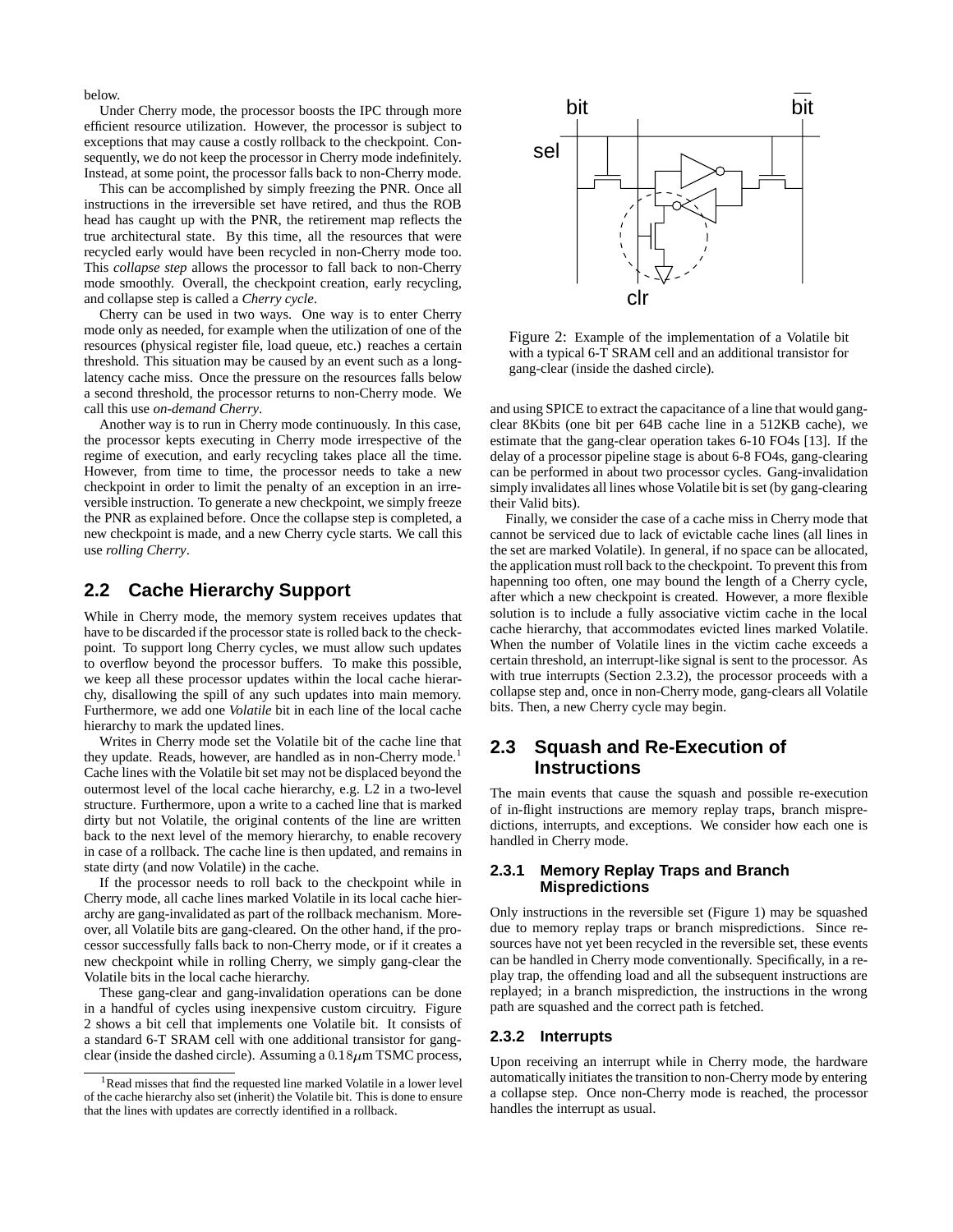below.

Under Cherry mode, the processor boosts the IPC through more efficient resource utilization. However, the processor is subject to exceptions that may cause a costly rollback to the checkpoint. Consequently, we do not keep the processor in Cherry mode indefinitely. Instead, at some point, the processor falls back to non-Cherry mode.

This can be accomplished by simply freezing the PNR. Once all instructions in the irreversible set have retired, and thus the ROB head has caught up with the PNR, the retirement map reflects the true architectural state. By this time, all the resources that were recycled early would have been recycled in non-Cherry mode too. This *collapse step* allows the processor to fall back to non-Cherry mode smoothly. Overall, the checkpoint creation, early recycling, and collapse step is called a *Cherry cycle*.

Cherry can be used in two ways. One way is to enter Cherry mode only as needed, for example when the utilization of one of the resources (physical register file, load queue, etc.) reaches a certain threshold. This situation may be caused by an event such as a long-latency cache miss. Once the pressure on the resources falls below a second threshold, the processor returns to non-Cherry mode. We call this use *on-demand Cherry*.

Another way is to run in Cherry mode continuously. In this case, the processor kepts executing in Cherry mode irrespective of the regime of execution, and early recycling takes place all the time. However, from time to time, the processor needs to take a new checkpoint in order to limit the penalty of an exception in an irreversible instruction. To generate a new checkpoint, we simply freeze the PNR as explained before. Once the collapse step is completed, a new checkpoint is made, and a new Cherry cycle starts. We call this use *rolling Cherry*.

## 2.2 Cache Hierarchy Support

While in Cherry mode, the memory system receives updates that have to be discarded if the processor state is rolled back to the checkpoint. To support long Cherry cycles, we must allow such updates to overflow beyond the processor buffers. To make this possible, we keep all these processor updates within the local cache hierarchy, disallowing the spill of any such updates into main memory. Furthermore, we add one *Volatile* bit in each line of the local cache hierarchy to mark the updated lines.

Writes in Cherry mode set the Volatile bit of the cache line that they update. Reads, however, are handled as in non-Cherry mode.[1] Cache lines with the Volatile bit set may not be displaced beyond the outermost level of the local cache hierarchy, e.g. L2 in a two-level structure. Furthermore, upon a write to a cached line that is marked dirty but not Volatile, the original contents of the line are written back to the next level of the memory hierarchy, to enable recovery in case of a rollback. The cache line is then updated, and remains in state dirty (and now Volatile) in the cache.

If the processor needs to roll back to the checkpoint while in Cherry mode, all cache lines marked Volatile in its local cache hierarchy are gang-invalidated as part of the rollback mechanism. Moreover, all Volatile bits are gang-cleared. On the other hand, if the processor successfully falls back to non-Cherry mode, or if it creates a new checkpoint while in rolling Cherry, we simply gang-clear the Volatile bits in the local cache hierarchy.

These gang-clear and gang-invalidation operations can be done in a handful of cycles using inexpensive custom circuitry. Figure 2 shows a bit cell that implements one Volatile bit. It consists of a standard 6-T SRAM cell with one additional transistor for gang-clear (inside the dashed circle). Assuming a $0.18\mu$m TSMC process, and using SPICE to extract the capacitance of a line that would gang-clear 8Kbits (one bit per 64B cache line in a 512KB cache), we estimate that the gang-clear operation takes 6-10 FO4s [13]. If the delay of a processor pipeline stage is about 6-8 FO4s, gang-clearing can be performed in about two processor cycles. Gang-invalidation simply invalidates all lines whose Volatile bit is set (by gang-clearing their Valid bits).

Figure 2: Example of the implementation of a Volatile bit with a typical 6-T SRAM cell and an additional transistor for gang-clear (inside the dashed circle).

Finally, we consider the case of a cache miss in Cherry mode that cannot be serviced due to lack of evictable cache lines (all lines in the set are marked Volatile). In general, if no space can be allocated, the application must roll back to the checkpoint. To prevent this from hapenning too often, one may bound the length of a Cherry cycle, after which a new checkpoint is created. However, a more flexible solution is to include a fully associative victim cache in the local cache hierarchy, that accommodates evicted lines marked Volatile. When the number of Volatile lines in the victim cache exceeds a certain threshold, an interrupt-like signal is sent to the processor. As with true interrupts (Section 2.3.2), the processor proceeds with a collapse step and, once in non-Cherry mode, gang-clears all Volatile bits. Then, a new Cherry cycle may begin.

## 2.3 Squash and Re-Execution of Instructions

The main events that cause the squash and possible re-execution of in-flight instructions are memory replay traps, branch mispredictions, interrupts, and exceptions. We consider how each one is handled in Cherry mode.

### 2.3.1 Memory Replay Traps and Branch Mispredictions

Only instructions in the reversible set (Figure 1) may be squashed due to memory replay traps or branch mispredictions. Since resources have not yet been recycled in the reversible set, these events can be handled in Cherry mode conventionally. Specifically, in a replay trap, the offending load and all the subsequent instructions are replayed; in a branch misprediction, the instructions in the wrong path are squashed and the correct path is fetched.

### 2.3.2 Interrupts

Upon receiving an interrupt while in Cherry mode, the hardware automatically initiates the transition to non-Cherry mode by entering a collapse step. Once non-Cherry mode is reached, the processor handles the interrupt as usual.

[1] Read misses that find the requested line marked Volatile in a lower level of the cache hierarchy also set (inherit) the Volatile bit. This is done to ensure that the lines with updates are correctly identified in a rollback.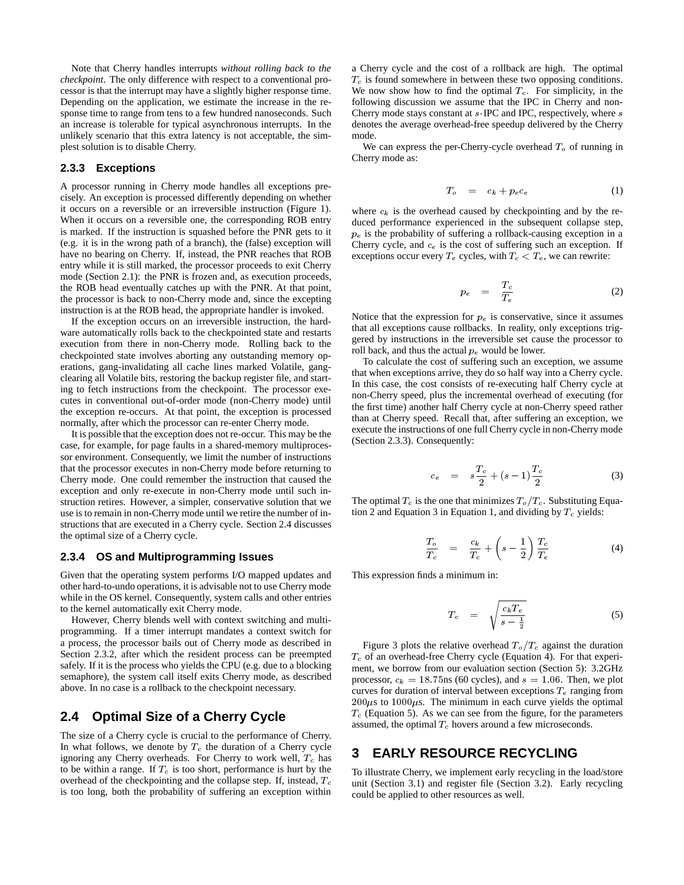Note that Cherry handles interrupts *without rolling back to the checkpoint*. The only difference with respect to a conventional processor is that the interrupt may have a slightly higher response time. Depending on the application, we estimate the increase in the response time to range from tens to a few hundred nanoseconds. Such an increase is tolerable for typical asynchronous interrupts. In the unlikely scenario that this extra latency is not acceptable, the simplest solution is to disable Cherry.

### 2.3.3 Exceptions

A processor running in Cherry mode handles all exceptions precisely. An exception is processed differently depending on whether it occurs on a reversible or an irreversible instruction (Figure 1). When it occurs on a reversible one, the corresponding ROB entry is marked. If the instruction is squashed before the PNR gets to it (e.g. it is in the wrong path of a branch), the (false) exception will have no bearing on Cherry. If, instead, the PNR reaches that ROB entry while it is still marked, the processor proceeds to exit Cherry mode (Section 2.1): the PNR is frozen and, as execution proceeds, the ROB head eventually catches up with the PNR. At that point, the processor is back to non-Cherry mode and, since the excepting instruction is at the ROB head, the appropriate handler is invoked.

If the exception occurs on an irreversible instruction, the hardware automatically rolls back to the checkpointed state and restarts execution from there in non-Cherry mode. Rolling back to the checkpointed state involves aborting any outstanding memory operations, gang-invalidating all cache lines marked Volatile, gang-clearing all Volatile bits, restoring the backup register file, and starting to fetch instructions from the checkpoint. The processor executes in conventional out-of-order mode (non-Cherry mode) until the exception re-occurs. At that point, the exception is processed normally, after which the processor can re-enter Cherry mode.

It is possible that the exception does not re-occur. This may be the case, for example, for page faults in a shared-memory multiprocessor environment. Consequently, we limit the number of instructions that the processor executes in non-Cherry mode before returning to Cherry mode. One could remember the instruction that caused the exception and only re-execute in non-Cherry mode until such instruction retires. However, a simpler, conservative solution that we use is to remain in non-Cherry mode until we retire the number of instructions that are executed in a Cherry cycle. Section 2.4 discusses the optimal size of a Cherry cycle.

### 2.3.4 OS and Multiprogramming Issues

Given that the operating system performs I/O mapped updates and other hard-to-undo operations, it is advisable not to use Cherry mode while in the OS kernel. Consequently, system calls and other entries to the kernel automatically exit Cherry mode.

However, Cherry blends well with context switching and multiprogramming. If a timer interrupt mandates a context switch for a process, the processor bails out of Cherry mode as described in Section 2.3.2, after which the resident process can be preempted safely. If it is the process who yields the CPU (e.g. due to a blocking semaphore), the system call itself exits Cherry mode, as described above. In no case is a rollback to the checkpoint necessary.

## 2.4 Optimal Size of a Cherry Cycle

The size of a Cherry cycle is crucial to the performance of Cherry. In what follows, we denote by $T_c$ the duration of a Cherry cycle ignoring any Cherry overheads. For Cherry to work well, $T_c$ has to be within a range. If $T_c$ is too short, performance is hurt by the overhead of the checkpointing and the collapse step. If, instead, $T_c$ is too long, both the probability of suffering an exception within a Cherry cycle and the cost of a rollback are high. The optimal $T_c$ is found somewhere in between these two opposing conditions. We now show how to find the optimal $T_c$. For simplicity, in the following discussion we assume that the IPC in Cherry and non-Cherry mode stays constant at $s \cdot$IPC and IPC, respectively, where $s$ denotes the average overhead-free speedup delivered by the Cherry mode.

We can express the per-Cherry-cycle overhead $T_o$ of running in Cherry mode as:

$$T_o = c_k + p_e c_e \tag{1}$$

where $c_k$ is the overhead caused by checkpointing and by the reduced performance experienced in the subsequent collapse step, $p_e$ is the probability of suffering a rollback-causing exception in a Cherry cycle, and $c_e$ is the cost of suffering such an exception. If exceptions occur every $T_e$ cycles, with $T_c < T_e$, we can rewrite:

$$p_e = \frac{T_c}{T_e} \tag{2}$$

Notice that the expression for $p_e$ is conservative, since it assumes that all exceptions cause rollbacks. In reality, only exceptions triggered by instructions in the irreversible set cause the processor to roll back, and thus the actual $p_e$ would be lower.

To calculate the cost of suffering such an exception, we assume that when exceptions arrive, they do so half way into a Cherry cycle. In this case, the cost consists of re-executing half Cherry cycle at non-Cherry speed, plus the incremental overhead of executing (for the first time) another half Cherry cycle at non-Cherry speed rather than at Cherry speed. Recall that, after suffering an exception, we execute the instructions of one full Cherry cycle in non-Cherry mode (Section 2.3.3). Consequently:

$$c_e = s\frac{T_c}{2} + (s-1)\frac{T_c}{2} \tag{3}$$

The optimal $T_c$ is the one that minimizes $T_o/T_c$. Substituting Equation 2 and Equation 3 in Equation 1, and dividing by $T_c$ yields:

$$\frac{T_o}{T_c} = \frac{c_k}{T_c} + \left(s - \frac{1}{2}\right)\frac{T_c}{T_e} \tag{4}$$

This expression finds a minimum in:

$$T_c = \sqrt{\frac{c_k T_e}{s - \frac{1}{2}}} \tag{5}$$

Figure 3 plots the relative overhead $T_o/T_c$ against the duration $T_c$ of an overhead-free Cherry cycle (Equation 4). For that experiment, we borrow from our evaluation section (Section 5): 3.2GHz processor, $c_k = 18.75$ns (60 cycles), and $s = 1.06$. Then, we plot curves for duration of interval between exceptions $T_e$ ranging from 200$\mu$s to 1000$\mu$s. The minimum in each curve yields the optimal $T_c$ (Equation 5). As we can see from the figure, for the parameters assumed, the optimal $T_c$ hovers around a few microseconds.

# 3 EARLY RESOURCE RECYCLING

To illustrate Cherry, we implement early recycling in the load/store unit (Section 3.1) and register file (Section 3.2). Early recycling could be applied to other resources as well.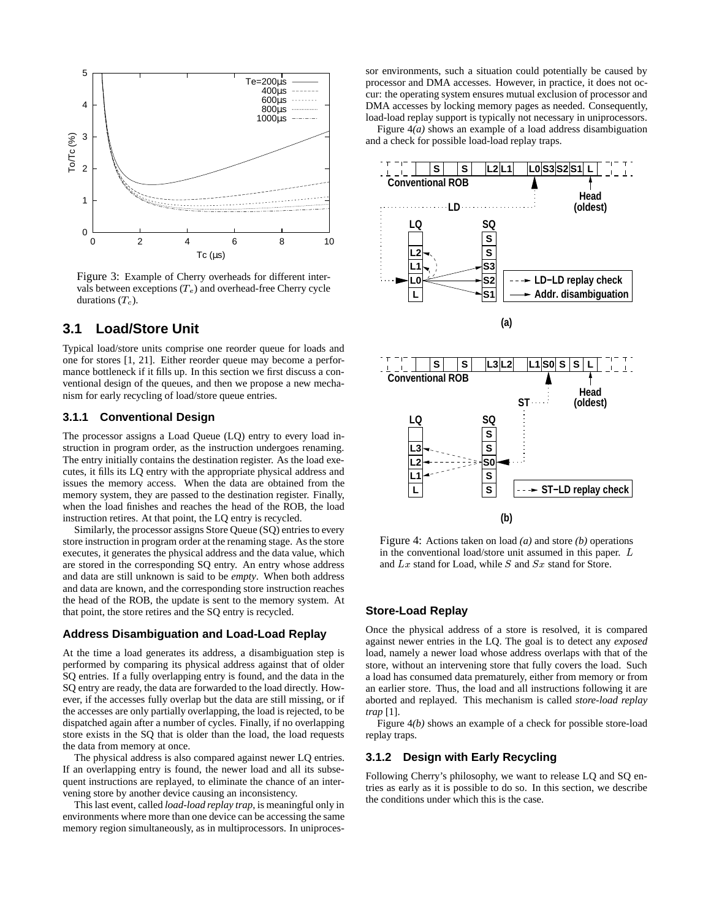5

4

3

2

1

0

0 2 4 6 8 10

To/Tc (%)

Tc (µs)

Te=200µs
400µs
600µs
800µs
1000µs

Figure 3: Example of Cherry overheads for different intervals between exceptions ($T_e$) and overhead-free Cherry cycle durations ($T_c$).

## 3.1 Load/Store Unit

Typical load/store units comprise one reorder queue for loads and one for stores [1, 21]. Either reorder queue may become a performance bottleneck if it fills up. In this section we first discuss a conventional design of the queues, and then we propose a new mechanism for early recycling of load/store queue entries.

### 3.1.1 Conventional Design

The processor assigns a Load Queue (LQ) entry to every load instruction in program order, as the instruction undergoes renaming. The entry initially contains the destination register. As the load executes, it fills its LQ entry with the appropriate physical address and issues the memory access. When the data are obtained from the memory system, they are passed to the destination register. Finally, when the load finishes and reaches the head of the ROB, the load instruction retires. At that point, the LQ entry is recycled.

Similarly, the processor assigns Store Queue (SQ) entries to every store instruction in program order at the renaming stage. As the store executes, it generates the physical address and the data value, which are stored in the corresponding SQ entry. An entry whose address and data are still unknown is said to be *empty*. When both address and data are known, and the corresponding store instruction reaches the head of the ROB, the update is sent to the memory system. At that point, the store retires and the SQ entry is recycled.

#### Address Disambiguation and Load-Load Replay

At the time a load generates its address, a disambiguation step is performed by comparing its physical address against that of older SQ entries. If a fully overlapping entry is found, and the data in the SQ entry are ready, the data are forwarded to the load directly. However, if the accesses fully overlap but the data are still missing, or if the accesses are only partially overlapping, the load is rejected, to be dispatched again after a number of cycles. Finally, if no overlapping store exists in the SQ that is older than the load, the load requests the data from memory at once.

The physical address is also compared against newer LQ entries. If an overlapping entry is found, the newer load and all its subsequent instructions are replayed, to eliminate the chance of an intervening store by another device causing an inconsistency.

This last event, called *load-load replay trap*, is meaningful only in environments where more than one device can be accessing the same memory region simultaneously, as in multiprocessors. In uniprocessor environments, such a situation could potentially be caused by processor and DMA accesses. However, in practice, it does not occur: the operating system ensures mutual exclusion of processor and DMA accesses by locking memory pages as needed. Consequently, load-load replay support is typically not necessary in uniprocessors.

Figure 4*(a)* shows an example of a load address disambiguation and a check for possible load-load replay traps.

S S L2 L1 L0 S3 S2 S1 L
Conventional ROB
Head (oldest)
LD
LQ SQ
L2 L1 L0 L
S S S3 S2 S1
LD−LD replay check
Addr. disambiguation
(a)

S S L3 L2 L1 S0 S S L
Conventional ROB
Head (oldest)
ST
LQ SQ
L3 L2 L1 L
S S S0 S S
ST−LD replay check
(b)

Figure 4: Actions taken on load *(a)* and store *(b)* operations in the conventional load/store unit assumed in this paper. $L$ and $Lx$ stand for Load, while $S$ and $Sx$ stand for Store.

#### Store-Load Replay

Once the physical address of a store is resolved, it is compared against newer entries in the LQ. The goal is to detect any *exposed* load, namely a newer load whose address overlaps with that of the store, without an intervening store that fully covers the load. Such a load has consumed data prematurely, either from memory or from an earlier store. Thus, the load and all instructions following it are aborted and replayed. This mechanism is called *store-load replay trap* [1].

Figure 4*(b)* shows an example of a check for possible store-load replay traps.

### 3.1.2 Design with Early Recycling

Following Cherry's philosophy, we want to release LQ and SQ entries as early as it is possible to do so. In this section, we describe the conditions under which this is the case.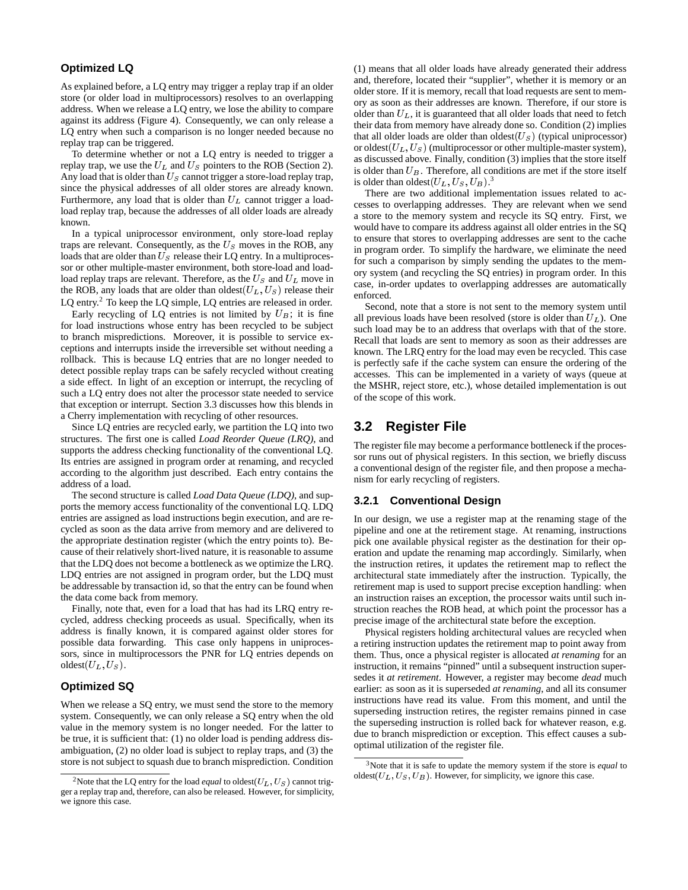### Optimized LQ

As explained before, a LQ entry may trigger a replay trap if an older store (or older load in multiprocessors) resolves to an overlapping address. When we release a LQ entry, we lose the ability to compare against its address (Figure 4). Consequently, we can only release a LQ entry when such a comparison is no longer needed because no replay trap can be triggered.

To determine whether or not a LQ entry is needed to trigger a replay trap, we use the $U_L$ and $U_S$ pointers to the ROB (Section 2). Any load that is older than $U_S$ cannot trigger a store-load replay trap, since the physical addresses of all older stores are already known. Furthermore, any load that is older than $U_L$ cannot trigger a load-load replay trap, because the addresses of all older loads are already known.

In a typical uniprocessor environment, only store-load replay traps are relevant. Consequently, as the $U_S$ moves in the ROB, any loads that are older than $U_S$ release their LQ entry. In a multiprocessor or other multiple-master environment, both store-load and load-load replay traps are relevant. Therefore, as the $U_S$ and $U_L$ move in the ROB, any loads that are older than oldest($U_L, U_S$) release their LQ entry.[2] To keep the LQ simple, LQ entries are released in order.

Early recycling of LQ entries is not limited by $U_B$; it is fine for load instructions whose entry has been recycled to be subject to branch mispredictions. Moreover, it is possible to service exceptions and interrupts inside the irreversible set without needing a rollback. This is because LQ entries that are no longer needed to detect possible replay traps can be safely recycled without creating a side effect. In light of an exception or interrupt, the recycling of such a LQ entry does not alter the processor state needed to service that exception or interrupt. Section 3.3 discusses how this blends in a Cherry implementation with recycling of other resources.

Since LQ entries are recycled early, we partition the LQ into two structures. The first one is called *Load Reorder Queue (LRQ)*, and supports the address checking functionality of the conventional LQ. Its entries are assigned in program order at renaming, and recycled according to the algorithm just described. Each entry contains the address of a load.

The second structure is called *Load Data Queue (LDQ)*, and supports the memory access functionality of the conventional LQ. LDQ entries are assigned as load instructions begin execution, and are recycled as soon as the data arrive from memory and are delivered to the appropriate destination register (which the entry points to). Because of their relatively short-lived nature, it is reasonable to assume that the LDQ does not become a bottleneck as we optimize the LRQ. LDQ entries are not assigned in program order, but the LDQ must be addressable by transaction id, so that the entry can be found when the data come back from memory.

Finally, note that, even for a load that has had its LRQ entry recycled, address checking proceeds as usual. Specifically, when its address is finally known, it is compared against older stores for possible data forwarding. This case only happens in uniprocessors, since in multiprocessors the PNR for LQ entries depends on oldest($U_L, U_S$).

### Optimized SQ

When we release a SQ entry, we must send the store to the memory system. Consequently, we can only release a SQ entry when the old value in the memory system is no longer needed. For the latter to be true, it is sufficient that: (1) no older load is pending address disambiguation, (2) no older load is subject to replay traps, and (3) the store is not subject to squash due to branch misprediction. Condition (1) means that all older loads have already generated their address and, therefore, located their "supplier", whether it is memory or an older store. If it is memory, recall that load requests are sent to memory as soon as their addresses are known. Therefore, if our store is older than $U_L$, it is guaranteed that all older loads that need to fetch their data from memory have already done so. Condition (2) implies that all older loads are older than oldest($U_S$) (typical uniprocessor) or oldest($U_L, U_S$) (multiprocessor or other multiple-master system), as discussed above. Finally, condition (3) implies that the store itself is older than $U_B$. Therefore, all conditions are met if the store itself is older than oldest($U_L, U_S, U_B$).[3]

There are two additional implementation issues related to accesses to overlapping addresses. They are relevant when we send a store to the memory system and recycle its SQ entry. First, we would have to compare its address against all older entries in the SQ to ensure that stores to overlapping addresses are sent to the cache in program order. To simplify the hardware, we eliminate the need for such a comparison by simply sending the updates to the memory system (and recycling the SQ entries) in program order. In this case, in-order updates to overlapping addresses are automatically enforced.

Second, note that a store is not sent to the memory system until all previous loads have been resolved (store is older than $U_L$). One such load may be to an address that overlaps with that of the store. Recall that loads are sent to memory as soon as their addresses are known. The LRQ entry for the load may even be recycled. This case is perfectly safe if the cache system can ensure the ordering of the accesses. This can be implemented in a variety of ways (queue at the MSHR, reject store, etc.), whose detailed implementation is out of the scope of this work.

## 3.2 Register File

The register file may become a performance bottleneck if the processor runs out of physical registers. In this section, we briefly discuss a conventional design of the register file, and then propose a mechanism for early recycling of registers.

### 3.2.1 Conventional Design

In our design, we use a register map at the renaming stage of the pipeline and one at the retirement stage. At renaming, instructions pick one available physical register as the destination for their operation and update the renaming map accordingly. Similarly, when the instruction retires, it updates the retirement map to reflect the architectural state immediately after the instruction. Typically, the retirement map is used to support precise exception handling: when an instruction raises an exception, the processor waits until such instruction reaches the ROB head, at which point the processor has a precise image of the architectural state before the exception.

Physical registers holding architectural values are recycled when a retiring instruction updates the retirement map to point away from them. Thus, once a physical register is allocated *at renaming* for an instruction, it remains "pinned" until a subsequent instruction supersedes it *at retirement*. However, a register may become *dead* much earlier: as soon as it is superseded *at renaming*, and all its consumer instructions have read its value. From this moment, and until the superseding instruction retires, the register remains pinned in case the superseding instruction is rolled back for whatever reason, e.g. due to branch misprediction or exception. This effect causes a suboptimal utilization of the register file.

[2] Note that the LQ entry for the load *equal* to oldest($U_L, U_S$) cannot trigger a replay trap and, therefore, can also be released. However, for simplicity, we ignore this case.

[3] Note that it is safe to update the memory system if the store is *equal* to oldest($U_L, U_S, U_B$). However, for simplicity, we ignore this case.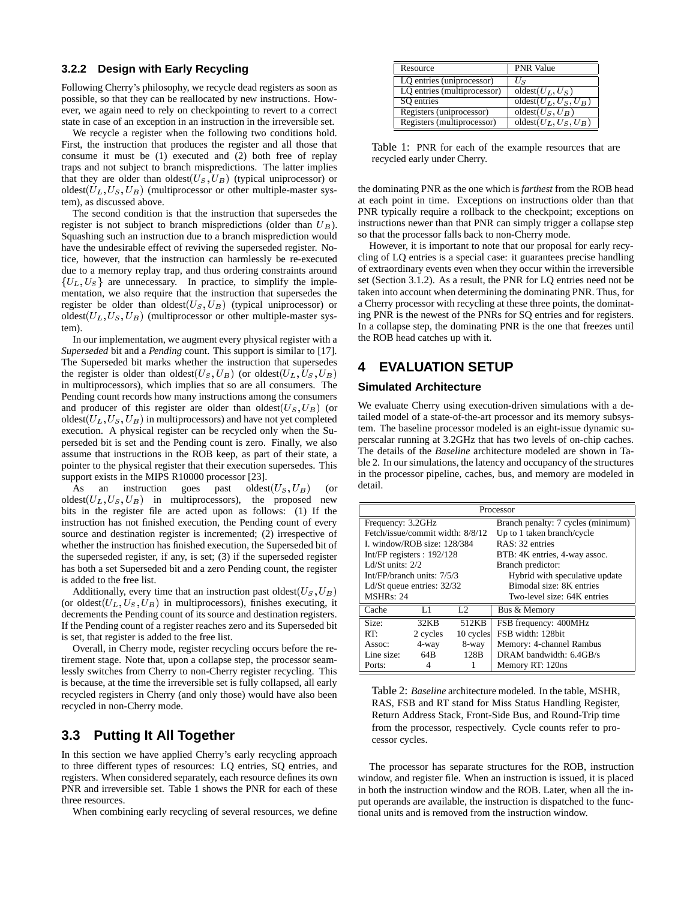### 3.2.2 Design with Early Recycling

Following Cherry's philosophy, we recycle dead registers as soon as possible, so that they can be reallocated by new instructions. However, we again need to rely on checkpointing to revert to a correct state in case of an exception in an instruction in the irreversible set.

We recycle a register when the following two conditions hold. First, the instruction that produces the register and all those that consume it must be (1) executed and (2) both free of replay traps and not subject to branch mispredictions. The latter implies that they are older than oldest$(U_S, U_B)$ (typical uniprocessor) or oldest$(U_L, U_S, U_B)$ (multiprocessor or other multiple-master system), as discussed above.

The second condition is that the instruction that supersedes the register is not subject to branch mispredictions (older than $U_B$). Squashing such an instruction due to a branch misprediction would have the undesirable effect of reviving the superseded register. Notice, however, that the instruction can harmlessly be re-executed due to a memory replay trap, and thus ordering constraints around $\{U_L, U_S\}$ are unnecessary. In practice, to simplify the implementation, we also require that the instruction that supersedes the register be older than oldest$(U_S, U_B)$ (typical uniprocessor) or oldest$(U_L, U_S, U_B)$ (multiprocessor or other multiple-master system).

In our implementation, we augment every physical register with a *Superseded* bit and a *Pending* count. This support is similar to [17]. The Superseded bit marks whether the instruction that supersedes the register is older than oldest$(U_S, U_B)$ (or oldest$(U_L, U_S, U_B)$ in multiprocessors), which implies that so are all consumers. The Pending count records how many instructions among the consumers and producer of this register are older than oldest$(U_S, U_B)$ (or oldest$(U_L, U_S, U_B)$ in multiprocessors) and have not yet completed execution. A physical register can be recycled only when the Superseded bit is set and the Pending count is zero. Finally, we also assume that instructions in the ROB keep, as part of their state, a pointer to the physical register that their execution supersedes. This support exists in the MIPS R10000 processor [23].

As an instruction goes past oldest$(U_S, U_B)$ (or oldest$(U_L, U_S, U_B)$ in multiprocessors), the proposed new bits in the register file are acted upon as follows: (1) If the instruction has not finished execution, the Pending count of every source and destination register is incremented; (2) irrespective of whether the instruction has finished execution, the Superseded bit of the superseded register, if any, is set; (3) if the superseded register has both a set Superseded bit and a zero Pending count, the register is added to the free list.

Additionally, every time that an instruction past oldest$(U_S, U_B)$ (or oldest$(U_L, U_S, U_B)$ in multiprocessors), finishes executing, it decrements the Pending count of its source and destination registers. If the Pending count of a register reaches zero and its Superseded bit is set, that register is added to the free list.

Overall, in Cherry mode, register recycling occurs before the retirement stage. Note that, upon a collapse step, the processor seamlessly switches from Cherry to non-Cherry register recycling. This is because, at the time the irreversible set is fully collapsed, all early recycled registers in Cherry (and only those) would have also been recycled in non-Cherry mode.

## 3.3 Putting It All Together

In this section we have applied Cherry's early recycling approach to three different types of resources: LQ entries, SQ entries, and registers. When considered separately, each resource defines its own PNR and irreversible set. Table 1 shows the PNR for each of these three resources.

When combining early recycling of several resources, we define the dominating PNR as the one which is *farthest* from the ROB head at each point in time. Exceptions on instructions older than that PNR typically require a rollback to the checkpoint; exceptions on instructions newer than that PNR can simply trigger a collapse step so that the processor falls back to non-Cherry mode.

| Resource | PNR Value |
|---|---|
| LQ entries (uniprocessor) | $U_S$ |
| LQ entries (multiprocessor) | oldest$(U_L, U_S)$ |
| SQ entries | oldest$(U_L, U_S, U_B)$ |
| Registers (uniprocessor) | oldest$(U_S, U_B)$ |
| Registers (multiprocessor) | oldest$(U_L, U_S, U_B)$ |

Table 1: PNR for each of the example resources that are recycled early under Cherry.

However, it is important to note that our proposal for early recycling of LQ entries is a special case: it guarantees precise handling of extraordinary events even when they occur within the irreversible set (Section 3.1.2). As a result, the PNR for LQ entries need not be taken into account when determining the dominating PNR. Thus, for a Cherry processor with recycling at these three points, the dominating PNR is the newest of the PNRs for SQ entries and for registers. In a collapse step, the dominating PNR is the one that freezes until the ROB head catches up with it.

# 4 EVALUATION SETUP

### Simulated Architecture

We evaluate Cherry using execution-driven simulations with a detailed model of a state-of-the-art processor and its memory subsystem. The baseline processor modeled is an eight-issue dynamic superscalar running at 3.2GHz that has two levels of on-chip caches. The details of the *Baseline* architecture modeled are shown in Table 2. In our simulations, the latency and occupancy of the structures in the processor pipeline, caches, bus, and memory are modeled in detail.

| Processor | | | |
|---|---|---|---|
| Frequency: 3.2GHz | | | Branch penalty: 7 cycles (minimum) |
| Fetch/issue/commit width: 8/8/12 | | | Up to 1 taken branch/cycle |
| I. window/ROB size: 128/384 | | | RAS: 32 entries |
| Int/FP registers : 192/128 | | | BTB: 4K entries, 4-way assoc. |
| Ld/St units: 2/2 | | | Branch predictor: |
| Int/FP/branch units: 7/5/3 | | | Hybrid with speculative update |
| Ld/St queue entries: 32/32 | | | Bimodal size: 8K entries |
| MSHRs: 24 | | | Two-level size: 64K entries |
| **Cache** | **L1** | **L2** | **Bus & Memory** |
| Size: | 32KB | 512KB | FSB frequency: 400MHz |
| RT: | 2 cycles | 10 cycles | FSB width: 128bit |
| Assoc: | 4-way | 8-way | Memory: 4-channel Rambus |
| Line size: | 64B | 128B | DRAM bandwidth: 6.4GB/s |
| Ports: | 4 | 1 | Memory RT: 120ns |

Table 2: *Baseline* architecture modeled. In the table, MSHR, RAS, FSB and RT stand for Miss Status Handling Register, Return Address Stack, Front-Side Bus, and Round-Trip time from the processor, respectively. Cycle counts refer to processor cycles.

The processor has separate structures for the ROB, instruction window, and register file. When an instruction is issued, it is placed in both the instruction window and the ROB. Later, when all the input operands are available, the instruction is dispatched to the functional units and is removed from the instruction window.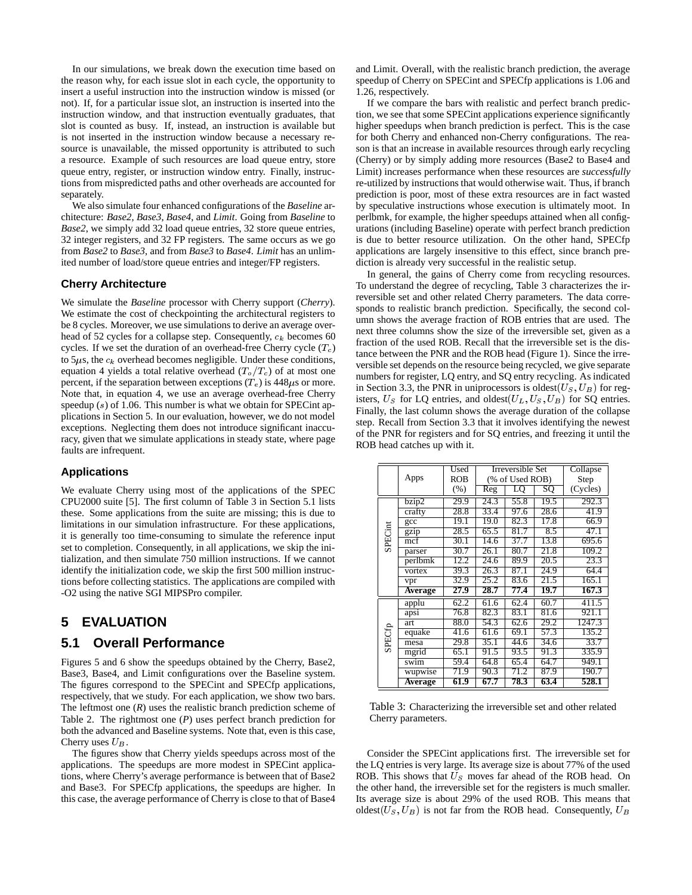In our simulations, we break down the execution time based on the reason why, for each issue slot in each cycle, the opportunity to insert a useful instruction into the instruction window is missed (or not). If, for a particular issue slot, an instruction is inserted into the instruction window, and that instruction eventually graduates, that slot is counted as busy. If, instead, an instruction is available but is not inserted in the instruction window because a necessary resource is unavailable, the missed opportunity is attributed to such a resource. Example of such resources are load queue entry, store queue entry, register, or instruction window entry. Finally, instructions from mispredicted paths and other overheads are accounted for separately.

We also simulate four enhanced configurations of the *Baseline* architecture: *Base2*, *Base3*, *Base4*, and *Limit*. Going from *Baseline* to *Base2*, we simply add 32 load queue entries, 32 store queue entries, 32 integer registers, and 32 FP registers. The same occurs as we go from *Base2* to *Base3*, and from *Base3* to *Base4*. *Limit* has an unlimited number of load/store queue entries and integer/FP registers.

### Cherry Architecture

We simulate the *Baseline* processor with Cherry support (*Cherry*). We estimate the cost of checkpointing the architectural registers to be 8 cycles. Moreover, we use simulations to derive an average overhead of 52 cycles for a collapse step. Consequently, $c_k$ becomes 60 cycles. If we set the duration of an overhead-free Cherry cycle ($T_c$) to 5$\mu$s, the $c_k$ overhead becomes negligible. Under these conditions, equation 4 yields a total relative overhead ($T_o/T_c$) of at most one percent, if the separation between exceptions ($T_e$) is 448$\mu$s or more. Note that, in equation 4, we use an average overhead-free Cherry speedup ($s$) of 1.06. This number is what we obtain for SPECint applications in Section 5. In our evaluation, however, we do not model exceptions. Neglecting them does not introduce significant inaccuracy, given that we simulate applications in steady state, where page faults are infrequent.

### Applications

We evaluate Cherry using most of the applications of the SPEC CPU2000 suite [5]. The first column of Table 3 in Section 5.1 lists these. Some applications from the suite are missing; this is due to limitations in our simulation infrastructure. For these applications, it is generally too time-consuming to simulate the reference input set to completion. Consequently, in all applications, we skip the initialization, and then simulate 750 million instructions. If we cannot identify the initialization code, we skip the first 500 million instructions before collecting statistics. The applications are compiled with -O2 using the native SGI MIPSPro compiler.

## 5 EVALUATION

## 5.1 Overall Performance

Figures 5 and 6 show the speedups obtained by the Cherry, Base2, Base3, Base4, and Limit configurations over the Baseline system. The figures correspond to the SPECint and SPECfp applications, respectively, that we study. For each application, we show two bars. The leftmost one (*R*) uses the realistic branch prediction scheme of Table 2. The rightmost one (*P*) uses perfect branch prediction for both the advanced and Baseline systems. Note that, even is this case, Cherry uses $U_B$.

The figures show that Cherry yields speedups across most of the applications. The speedups are more modest in SPECint applications, where Cherry's average performance is between that of Base2 and Base3. For SPECfp applications, the speedups are higher. In this case, the average performance of Cherry is close to that of Base4 and Limit. Overall, with the realistic branch prediction, the average speedup of Cherry on SPECint and SPECfp applications is 1.06 and 1.26, respectively.

If we compare the bars with realistic and perfect branch prediction, we see that some SPECint applications experience significantly higher speedups when branch prediction is perfect. This is the case for both Cherry and enhanced non-Cherry configurations. The reason is that an increase in available resources through early recycling (Cherry) or by simply adding more resources (Base2 to Base4 and Limit) increases performance when these resources are *successfully* re-utilized by instructions that would otherwise wait. Thus, if branch prediction is poor, most of these extra resources are in fact wasted by speculative instructions whose execution is ultimately moot. In perlbmk, for example, the higher speedups attained when all configurations (including Baseline) operate with perfect branch prediction is due to better resource utilization. On the other hand, SPECfp applications are largely insensitive to this effect, since branch prediction is already very successful in the realistic setup.

In general, the gains of Cherry come from recycling resources. To understand the degree of recycling, Table 3 characterizes the irreversible set and other related Cherry parameters. The data corresponds to realistic branch prediction. Specifically, the second column shows the average fraction of ROB entries that are used. The next three columns show the size of the irreversible set, given as a fraction of the used ROB. Recall that the irreversible set is the distance between the PNR and the ROB head (Figure 1). Since the irreversible set depends on the resource being recycled, we give separate numbers for register, LQ entry, and SQ entry recycling. As indicated in Section 3.3, the PNR in uniprocessors is oldest($U_S, U_B$) for registers, $U_S$ for LQ entries, and oldest($U_L, U_S, U_B$) for SQ entries. Finally, the last column shows the average duration of the collapse step. Recall from Section 3.3 that it involves identifying the newest of the PNR for registers and for SQ entries, and freezing it until the ROB head catches up with it.

| | Apps | Used ROB (%) | Irreversible Set (% of Used ROB) | | | Collapse Step (Cycles) |
|---|---|---|---|---|---|---|
| | | | Reg | LQ | SQ | |
| SPECint | bzip2 | 29.9 | 24.3 | 55.8 | 19.5 | 292.3 |
| | crafty | 28.8 | 33.4 | 97.6 | 28.6 | 41.9 |
| | gcc | 19.1 | 19.0 | 82.3 | 17.8 | 66.9 |
| | gzip | 28.5 | 65.5 | 81.7 | 8.5 | 47.1 |
| | mcf | 30.1 | 14.6 | 37.7 | 13.8 | 695.6 |
| | parser | 30.7 | 26.1 | 80.7 | 21.8 | 109.2 |
| | perlbmk | 12.2 | 24.6 | 89.9 | 20.5 | 23.3 |
| | vortex | 39.3 | 26.3 | 87.1 | 24.9 | 64.4 |
| | vpr | 32.9 | 25.2 | 83.6 | 21.5 | 165.1 |
| | **Average** | **27.9** | **28.7** | **77.4** | **19.7** | **167.3** |
| SPECfp | applu | 62.2 | 61.6 | 62.4 | 60.7 | 411.5 |
| | apsi | 76.8 | 82.3 | 83.1 | 81.6 | 921.1 |
| | art | 88.0 | 54.3 | 62.6 | 29.2 | 1247.3 |
| | equake | 41.6 | 61.6 | 69.1 | 57.3 | 135.2 |
| | mesa | 29.8 | 35.1 | 44.6 | 34.6 | 33.7 |
| | mgrid | 65.1 | 91.5 | 93.5 | 91.3 | 335.9 |
| | swim | 59.4 | 64.8 | 65.4 | 64.7 | 949.1 |
| | wupwise | 71.9 | 90.3 | 71.2 | 87.9 | 190.7 |
| | **Average** | **61.9** | **67.7** | **78.3** | **63.4** | **528.1** |

Table 3: Characterizing the irreversible set and other related Cherry parameters.

Consider the SPECint applications first. The irreversible set for the LQ entries is very large. Its average size is about 77% of the used ROB. This shows that $U_S$ moves far ahead of the ROB head. On the other hand, the irreversible set for the registers is much smaller. Its average size is about 29% of the used ROB. This means that oldest($U_S, U_B$) is not far from the ROB head. Consequently, $U_B$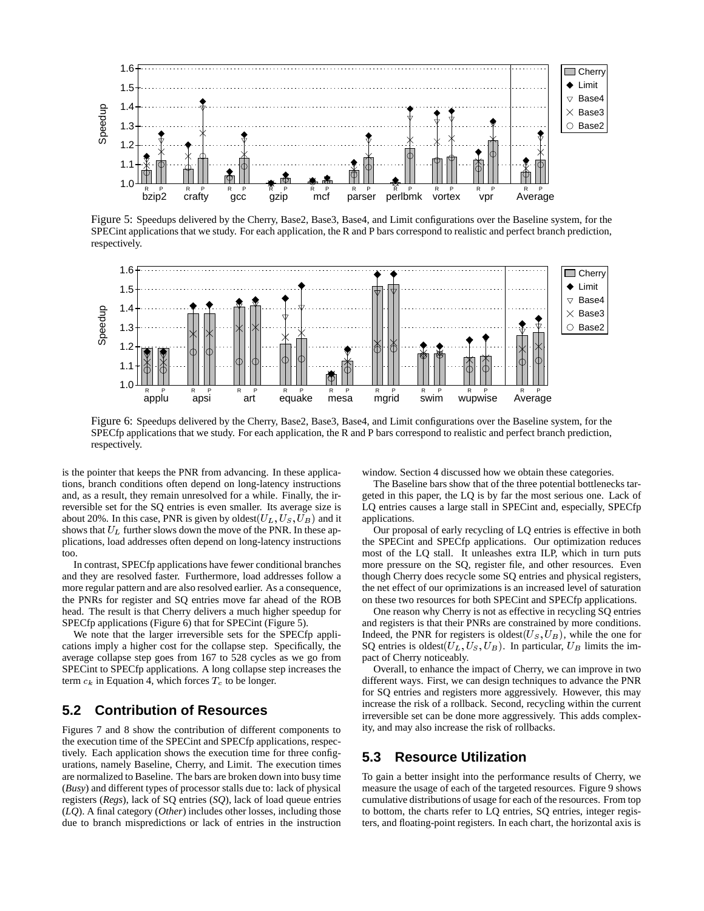Figure 5: Speedups delivered by the Cherry, Base2, Base3, Base4, and Limit configurations over the Baseline system, for the SPECint applications that we study. For each application, the R and P bars correspond to realistic and perfect branch prediction, respectively.

Figure 6: Speedups delivered by the Cherry, Base2, Base3, Base4, and Limit configurations over the Baseline system, for the SPECfp applications that we study. For each application, the R and P bars correspond to realistic and perfect branch prediction, respectively.

is the pointer that keeps the PNR from advancing. In these applications, branch conditions often depend on long-latency instructions and, as a result, they remain unresolved for a while. Finally, the irreversible set for the SQ entries is even smaller. Its average size is about 20%. In this case, PNR is given by oldest($U_L$, $U_S$, $U_B$) and it shows that $U_L$ further slows down the move of the PNR. In these applications, load addresses often depend on long-latency instructions too.

In contrast, SPECfp applications have fewer conditional branches and they are resolved faster. Furthermore, load addresses follow a more regular pattern and are also resolved earlier. As a consequence, the PNRs for register and SQ entries move far ahead of the ROB head. The result is that Cherry delivers a much higher speedup for SPECfp applications (Figure 6) that for SPECint (Figure 5).

We note that the larger irreversible sets for the SPECfp applications imply a higher cost for the collapse step. Specifically, the average collapse step goes from 167 to 528 cycles as we go from SPECint to SPECfp applications. A long collapse step increases the term $c_k$ in Equation 4, which forces $T_c$ to be longer.

## 5.2 Contribution of Resources

Figures 7 and 8 show the contribution of different components to the execution time of the SPECint and SPECfp applications, respectively. Each application shows the execution time for three configurations, namely Baseline, Cherry, and Limit. The execution times are normalized to Baseline. The bars are broken down into busy time (*Busy*) and different types of processor stalls due to: lack of physical registers (*Regs*), lack of SQ entries (*SQ*), lack of load queue entries (*LQ*). A final category (*Other*) includes other losses, including those due to branch mispredictions or lack of entries in the instruction window. Section 4 discussed how we obtain these categories.

The Baseline bars show that of the three potential bottlenecks targeted in this paper, the LQ is by far the most serious one. Lack of LQ entries causes a large stall in SPECint and, especially, SPECfp applications.

Our proposal of early recycling of LQ entries is effective in both the SPECint and SPECfp applications. Our optimization reduces most of the LQ stall. It unleashes extra ILP, which in turn puts more pressure on the SQ, register file, and other resources. Even though Cherry does recycle some SQ entries and physical registers, the net effect of our oprimizations is an increased level of saturation on these two resources for both SPECint and SPECfp applications.

One reason why Cherry is not as effective in recycling SQ entries and registers is that their PNRs are constrained by more conditions. Indeed, the PNR for registers is oldest($U_S$, $U_B$), while the one for SQ entries is oldest($U_L$, $U_S$, $U_B$). In particular, $U_B$ limits the impact of Cherry noticeably.

Overall, to enhance the impact of Cherry, we can improve in two different ways. First, we can design techniques to advance the PNR for SQ entries and registers more aggressively. However, this may increase the risk of a rollback. Second, recycling within the current irreversible set can be done more aggressively. This adds complexity, and may also increase the risk of rollbacks.

## 5.3 Resource Utilization

To gain a better insight into the performance results of Cherry, we measure the usage of each of the targeted resources. Figure 9 shows cumulative distributions of usage for each of the resources. From top to bottom, the charts refer to LQ entries, SQ entries, integer registers, and floating-point registers. In each chart, the horizontal axis is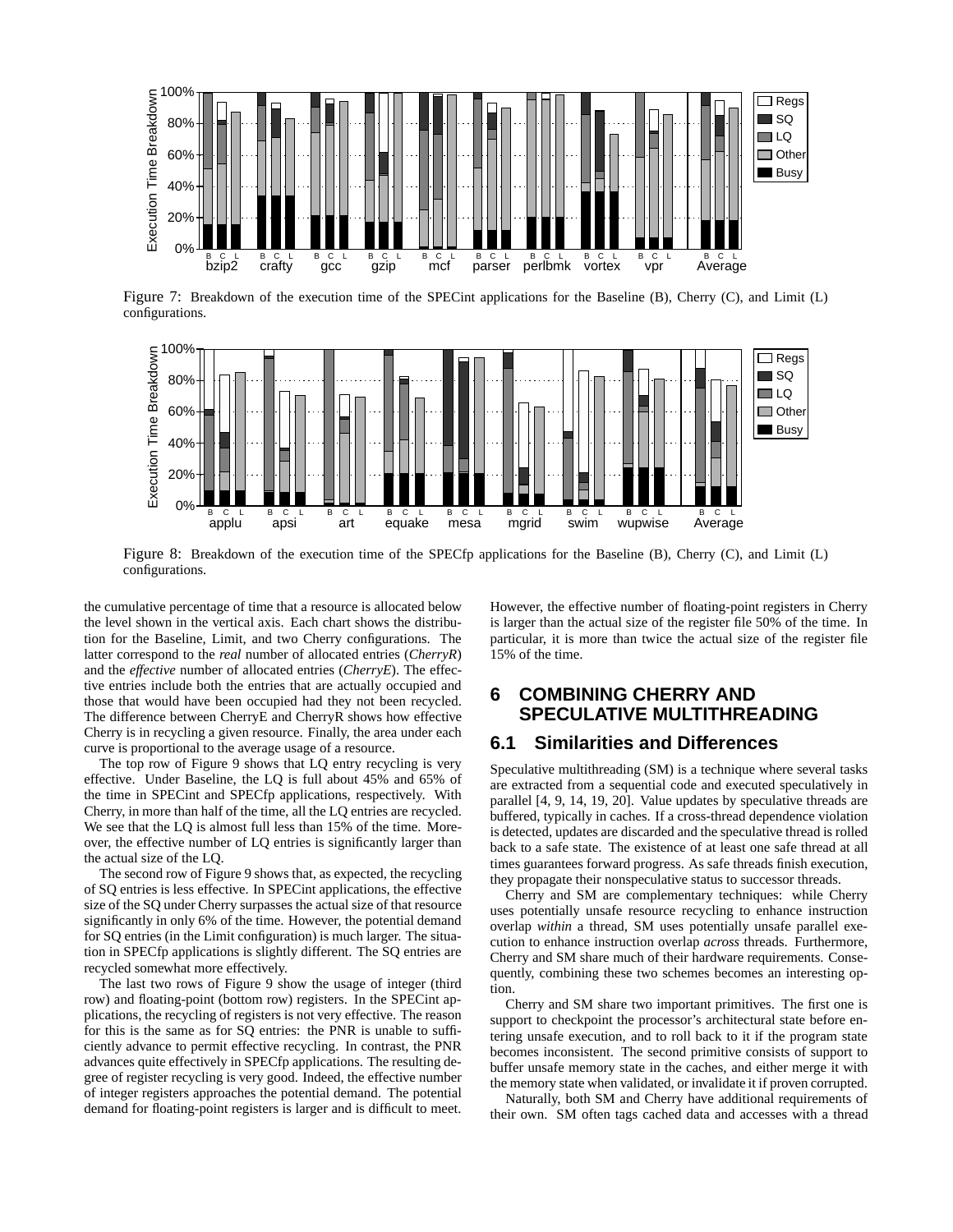Execution Time Breakdown

100%
80%
60%
40%
20%
0%

B C L B C L B C L B C L B C L B C L B C L B C L B C L B C L

bzip2 crafty gcc gzip mcf parser perlbmk vortex vpr Average

Regs
SQ
LQ
Other
Busy

Figure 7: Breakdown of the execution time of the SPECint applications for the Baseline (B), Cherry (C), and Limit (L) configurations.

Execution Time Breakdown

100%
80%
60%
40%
20%
0%

B C L B C L B C L B C L B C L B C L B C L B C L B C L

applu apsi art equake mesa mgrid swim wupwise Average

Regs
SQ
LQ
Other
Busy

Figure 8: Breakdown of the execution time of the SPECfp applications for the Baseline (B), Cherry (C), and Limit (L) configurations.

the cumulative percentage of time that a resource is allocated below the level shown in the vertical axis. Each chart shows the distribution for the Baseline, Limit, and two Cherry configurations. The latter correspond to the *real* number of allocated entries (*CherryR*) and the *effective* number of allocated entries (*CherryE*). The effective entries include both the entries that are actually occupied and those that would have been occupied had they not been recycled. The difference between CherryE and CherryR shows how effective Cherry is in recycling a given resource. Finally, the area under each curve is proportional to the average usage of a resource.

The top row of Figure 9 shows that LQ entry recycling is very effective. Under Baseline, the LQ is full about 45% and 65% of the time in SPECint and SPECfp applications, respectively. With Cherry, in more than half of the time, all the LQ entries are recycled. We see that the LQ is almost full less than 15% of the time. Moreover, the effective number of LQ entries is significantly larger than the actual size of the LQ.

The second row of Figure 9 shows that, as expected, the recycling of SQ entries is less effective. In SPECint applications, the effective size of the SQ under Cherry surpasses the actual size of that resource significantly in only 6% of the time. However, the potential demand for SQ entries (in the Limit configuration) is much larger. The situation in SPECfp applications is slightly different. The SQ entries are recycled somewhat more effectively.

The last two rows of Figure 9 show the usage of integer (third row) and floating-point (bottom row) registers. In the SPECint applications, the recycling of registers is not very effective. The reason for this is the same as for SQ entries: the PNR is unable to sufficiently advance to permit effective recycling. In contrast, the PNR advances quite effectively in SPECfp applications. The resulting degree of register recycling is very good. Indeed, the effective number of integer registers approaches the potential demand. The potential demand for floating-point registers is larger and is difficult to meet. However, the effective number of floating-point registers in Cherry is larger than the actual size of the register file 50% of the time. In particular, it is more than twice the actual size of the register file 15% of the time.

# 6 COMBINING CHERRY AND SPECULATIVE MULTITHREADING

## 6.1 Similarities and Differences

Speculative multithreading (SM) is a technique where several tasks are extracted from a sequential code and executed speculatively in parallel [4, 9, 14, 19, 20]. Value updates by speculative threads are buffered, typically in caches. If a cross-thread dependence violation is detected, updates are discarded and the speculative thread is rolled back to a safe state. The existence of at least one safe thread at all times guarantees forward progress. As safe threads finish execution, they propagate their nonspeculative status to successor threads.

Cherry and SM are complementary techniques: while Cherry uses potentially unsafe resource recycling to enhance instruction overlap *within* a thread, SM uses potentially unsafe parallel execution to enhance instruction overlap *across* threads. Furthermore, Cherry and SM share much of their hardware requirements. Consequently, combining these two schemes becomes an interesting option.

Cherry and SM share two important primitives. The first one is support to checkpoint the processor's architectural state before entering unsafe execution, and to roll back to it if the program state becomes inconsistent. The second primitive consists of support to buffer unsafe memory state in the caches, and either merge it with the memory state when validated, or invalidate it if proven corrupted.

Naturally, both SM and Cherry have additional requirements of their own. SM often tags cached data and accesses with a thread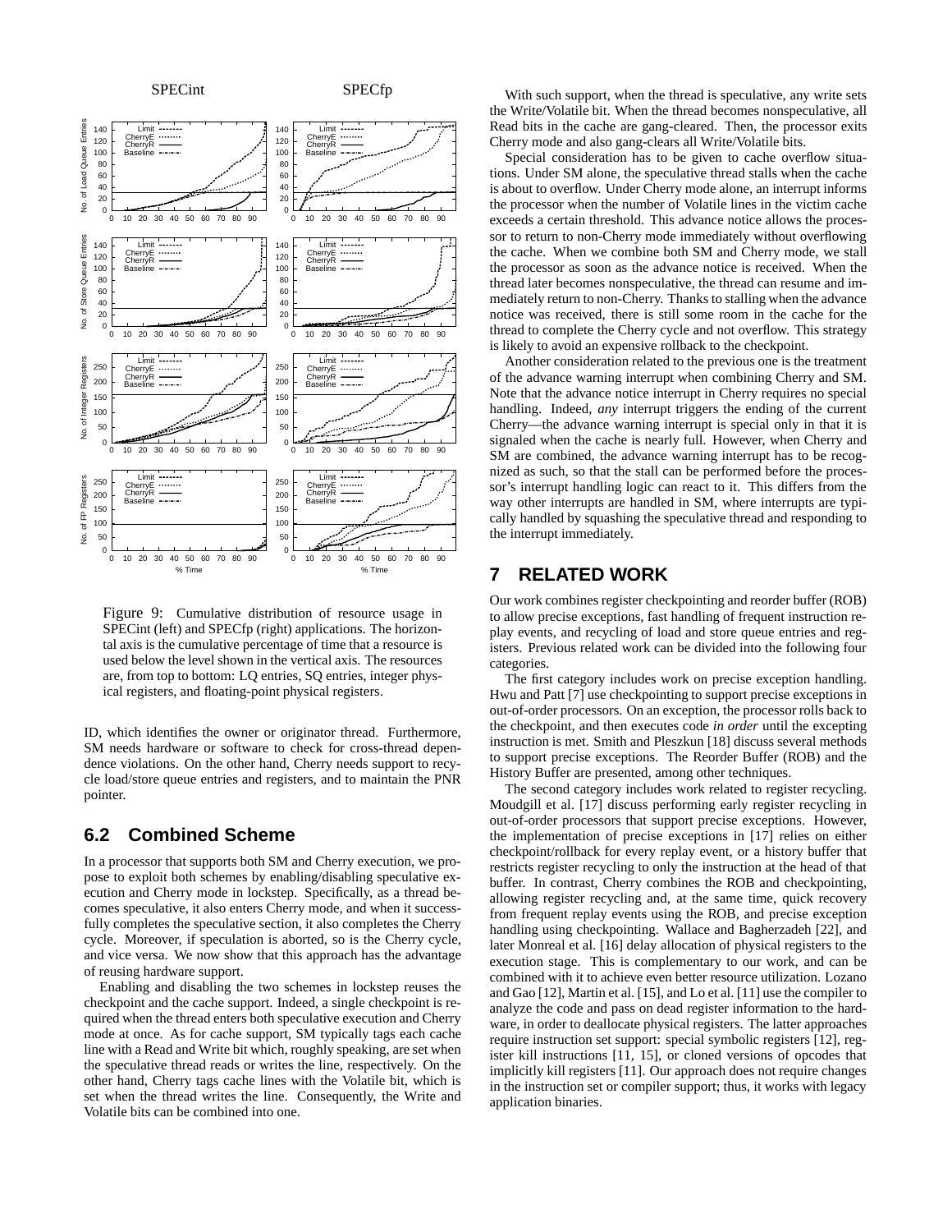Figure 9: Cumulative distribution of resource usage in SPECint (left) and SPECfp (right) applications. The horizontal axis is the cumulative percentage of time that a resource is used below the level shown in the vertical axis. The resources are, from top to bottom: LQ entries, SQ entries, integer physical registers, and floating-point physical registers.

ID, which identifies the owner or originator thread. Furthermore, SM needs hardware or software to check for cross-thread dependence violations. On the other hand, Cherry needs support to recycle load/store queue entries and registers, and to maintain the PNR pointer.

## 6.2 Combined Scheme

In a processor that supports both SM and Cherry execution, we propose to exploit both schemes by enabling/disabling speculative execution and Cherry mode in lockstep. Specifically, as a thread becomes speculative, it also enters Cherry mode, and when it successfully completes the speculative section, it also completes the Cherry cycle. Moreover, if speculation is aborted, so is the Cherry cycle, and vice versa. We now show that this approach has the advantage of reusing hardware support.

Enabling and disabling the two schemes in lockstep reuses the checkpoint and the cache support. Indeed, a single checkpoint is required when the thread enters both speculative execution and Cherry mode at once. As for cache support, SM typically tags each cache line with a Read and Write bit which, roughly speaking, are set when the speculative thread reads or writes the line, respectively. On the other hand, Cherry tags cache lines with the Volatile bit, which is set when the thread writes the line. Consequently, the Write and Volatile bits can be combined into one.

With such support, when the thread is speculative, any write sets the Write/Volatile bit. When the thread becomes nonspeculative, all Read bits in the cache are gang-cleared. Then, the processor exits Cherry mode and also gang-clears all Write/Volatile bits.

Special consideration has to be given to cache overflow situations. Under SM alone, the speculative thread stalls when the cache is about to overflow. Under Cherry mode alone, an interrupt informs the processor when the number of Volatile lines in the victim cache exceeds a certain threshold. This advance notice allows the processor to return to non-Cherry mode immediately without overflowing the cache. When we combine both SM and Cherry mode, we stall the processor as soon as the advance notice is received. When the thread later becomes nonspeculative, the thread can resume and immediately return to non-Cherry. Thanks to stalling when the advance notice was received, there is still some room in the cache for the thread to complete the Cherry cycle and not overflow. This strategy is likely to avoid an expensive rollback to the checkpoint.

Another consideration related to the previous one is the treatment of the advance warning interrupt when combining Cherry and SM. Note that the advance notice interrupt in Cherry requires no special handling. Indeed, *any* interrupt triggers the ending of the current Cherry—the advance warning interrupt is special only in that it is signaled when the cache is nearly full. However, when Cherry and SM are combined, the advance warning interrupt has to be recognized as such, so that the stall can be performed before the processor's interrupt handling logic can react to it. This differs from the way other interrupts are handled in SM, where interrupts are typically handled by squashing the speculative thread and responding to the interrupt immediately.

# 7 RELATED WORK

Our work combines register checkpointing and reorder buffer (ROB) to allow precise exceptions, fast handling of frequent instruction replay events, and recycling of load and store queue entries and registers. Previous related work can be divided into the following four categories.

The first category includes work on precise exception handling. Hwu and Patt [7] use checkpointing to support precise exceptions in out-of-order processors. On an exception, the processor rolls back to the checkpoint, and then executes code *in order* until the excepting instruction is met. Smith and Pleszkun [18] discuss several methods to support precise exceptions. The Reorder Buffer (ROB) and the History Buffer are presented, among other techniques.

The second category includes work related to register recycling. Moudgill et al. [17] discuss performing early register recycling in out-of-order processors that support precise exceptions. However, the implementation of precise exceptions in [17] relies on either checkpoint/rollback for every replay event, or a history buffer that restricts register recycling to only the instruction at the head of that buffer. In contrast, Cherry combines the ROB and checkpointing, allowing register recycling and, at the same time, quick recovery from frequent replay events using the ROB, and precise exception handling using checkpointing. Wallace and Bagherzadeh [22], and later Monreal et al. [16] delay allocation of physical registers to the execution stage. This is complementary to our work, and can be combined with it to achieve even better resource utilization. Lozano and Gao [12], Martin et al. [15], and Lo et al. [11] use the compiler to analyze the code and pass on dead register information to the hardware, in order to deallocate physical registers. The latter approaches require instruction set support: special symbolic registers [12], register kill instructions [11, 15], or cloned versions of opcodes that implicitly kill registers [11]. Our approach does not require changes in the instruction set or compiler support; thus, it works with legacy application binaries.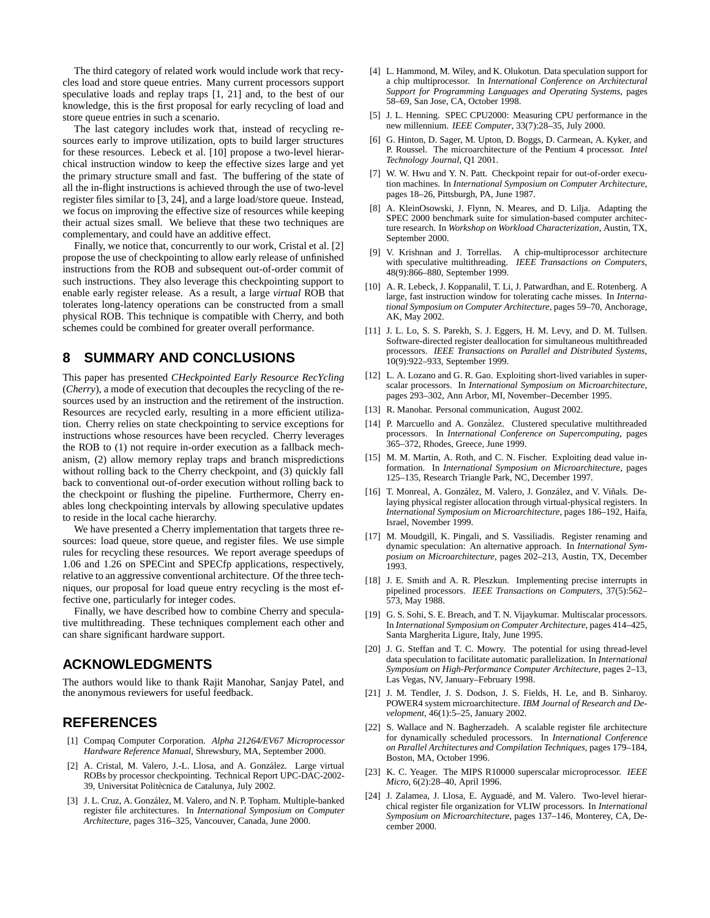The third category of related work would include work that recycles load and store queue entries. Many current processors support speculative loads and replay traps [1, 21] and, to the best of our knowledge, this is the first proposal for early recycling of load and store queue entries in such a scenario.

The last category includes work that, instead of recycling resources early to improve utilization, opts to build larger structures for these resources. Lebeck et al. [10] propose a two-level hierarchical instruction window to keep the effective sizes large and yet the primary structure small and fast. The buffering of the state of all the in-flight instructions is achieved through the use of two-level register files similar to [3, 24], and a large load/store queue. Instead, we focus on improving the effective size of resources while keeping their actual sizes small. We believe that these two techniques are complementary, and could have an additive effect.

Finally, we notice that, concurrently to our work, Cristal et al. [2] propose the use of checkpointing to allow early release of unfinished instructions from the ROB and subsequent out-of-order commit of such instructions. They also leverage this checkpointing support to enable early register release. As a result, a large *virtual* ROB that tolerates long-latency operations can be constructed from a small physical ROB. This technique is compatible with Cherry, and both schemes could be combined for greater overall performance.

## 8 SUMMARY AND CONCLUSIONS

This paper has presented *CHeckpointed Early Resource RecYcling* (*Cherry*), a mode of execution that decouples the recycling of the resources used by an instruction and the retirement of the instruction. Resources are recycled early, resulting in a more efficient utilization. Cherry relies on state checkpointing to service exceptions for instructions whose resources have been recycled. Cherry leverages the ROB to (1) not require in-order execution as a fallback mechanism, (2) allow memory replay traps and branch mispredictions without rolling back to the Cherry checkpoint, and (3) quickly fall back to conventional out-of-order execution without rolling back to the checkpoint or flushing the pipeline. Furthermore, Cherry enables long checkpointing intervals by allowing speculative updates to reside in the local cache hierarchy.

We have presented a Cherry implementation that targets three resources: load queue, store queue, and register files. We use simple rules for recycling these resources. We report average speedups of 1.06 and 1.26 on SPECint and SPECfp applications, respectively, relative to an aggressive conventional architecture. Of the three techniques, our proposal for load queue entry recycling is the most effective one, particularly for integer codes.

Finally, we have described how to combine Cherry and speculative multithreading. These techniques complement each other and can share significant hardware support.

## ACKNOWLEDGMENTS

The authors would like to thank Rajit Manohar, Sanjay Patel, and the anonymous reviewers for useful feedback.

## REFERENCES

[1] Compaq Computer Corporation. *Alpha 21264/EV67 Microprocessor Hardware Reference Manual*, Shrewsbury, MA, September 2000.

[2] A. Cristal, M. Valero, J.-L. Llosa, and A. González. Large virtual ROBs by processor checkpointing. Technical Report UPC-DAC-2002-39, Universitat Politècnica de Catalunya, July 2002.

[3] J. L. Cruz, A. González, M. Valero, and N. P. Topham. Multiple-banked register file architectures. In *International Symposium on Computer Architecture*, pages 316–325, Vancouver, Canada, June 2000.

[4] L. Hammond, M. Wiley, and K. Olukotun. Data speculation support for a chip multiprocessor. In *International Conference on Architectural Support for Programming Languages and Operating Systems*, pages 58–69, San Jose, CA, October 1998.

[5] J. L. Henning. SPEC CPU2000: Measuring CPU performance in the new millennium. *IEEE Computer*, 33(7):28–35, July 2000.

[6] G. Hinton, D. Sager, M. Upton, D. Boggs, D. Carmean, A. Kyker, and P. Roussel. The microarchitecture of the Pentium 4 processor. *Intel Technology Journal*, Q1 2001.

[7] W. W. Hwu and Y. N. Patt. Checkpoint repair for out-of-order execution machines. In *International Symposium on Computer Architecture*, pages 18–26, Pittsburgh, PA, June 1987.

[8] A. KleinOsowski, J. Flynn, N. Meares, and D. Lilja. Adapting the SPEC 2000 benchmark suite for simulation-based computer architecture research. In *Workshop on Workload Characterization*, Austin, TX, September 2000.

[9] V. Krishnan and J. Torrellas. A chip-multiprocessor architecture with speculative multithreading. *IEEE Transactions on Computers*, 48(9):866–880, September 1999.

[10] A. R. Lebeck, J. Koppanalil, T. Li, J. Patwardhan, and E. Rotenberg. A large, fast instruction window for tolerating cache misses. In *International Symposium on Computer Architecture*, pages 59–70, Anchorage, AK, May 2002.

[11] J. L. Lo, S. S. Parekh, S. J. Eggers, H. M. Levy, and D. M. Tullsen. Software-directed register deallocation for simultaneous multithreaded processors. *IEEE Transactions on Parallel and Distributed Systems*, 10(9):922–933, September 1999.

[12] L. A. Lozano and G. R. Gao. Exploiting short-lived variables in superscalar processors. In *International Symposium on Microarchitecture*, pages 293–302, Ann Arbor, MI, November–December 1995.

[13] R. Manohar. Personal communication, August 2002.

[14] P. Marcuello and A. González. Clustered speculative multithreaded processors. In *International Conference on Supercomputing*, pages 365–372, Rhodes, Greece, June 1999.

[15] M. M. Martin, A. Roth, and C. N. Fischer. Exploiting dead value information. In *International Symposium on Microarchitecture*, pages 125–135, Research Triangle Park, NC, December 1997.

[16] T. Monreal, A. González, M. Valero, J. González, and V. Viñals. Delaying physical register allocation through virtual-physical registers. In *International Symposium on Microarchitecture*, pages 186–192, Haifa, Israel, November 1999.

[17] M. Moudgill, K. Pingali, and S. Vassiliadis. Register renaming and dynamic speculation: An alternative approach. In *International Symposium on Microarchitecture*, pages 202–213, Austin, TX, December 1993.

[18] J. E. Smith and A. R. Pleszkun. Implementing precise interrupts in pipelined processors. *IEEE Transactions on Computers*, 37(5):562–573, May 1988.

[19] G. S. Sohi, S. E. Breach, and T. N. Vijaykumar. Multiscalar processors. In *International Symposium on Computer Architecture*, pages 414–425, Santa Margherita Ligure, Italy, June 1995.

[20] J. G. Steffan and T. C. Mowry. The potential for using thread-level data speculation to facilitate automatic parallelization. In *International Symposium on High-Performance Computer Architecture*, pages 2–13, Las Vegas, NV, January–February 1998.

[21] J. M. Tendler, J. S. Dodson, J. S. Fields, H. Le, and B. Sinharoy. POWER4 system microarchitecture. *IBM Journal of Research and Development*, 46(1):5–25, January 2002.

[22] S. Wallace and N. Bagherzadeh. A scalable register file architecture for dynamically scheduled processors. In *International Conference on Parallel Architectures and Compilation Techniques*, pages 179–184, Boston, MA, October 1996.

[23] K. C. Yeager. The MIPS R10000 superscalar microprocessor. *IEEE Micro*, 6(2):28–40, April 1996.

[24] J. Zalamea, J. Llosa, E. Ayguadé, and M. Valero. Two-level hierarchical register file organization for VLIW processors. In *International Symposium on Microarchitecture*, pages 137–146, Monterey, CA, December 2000.